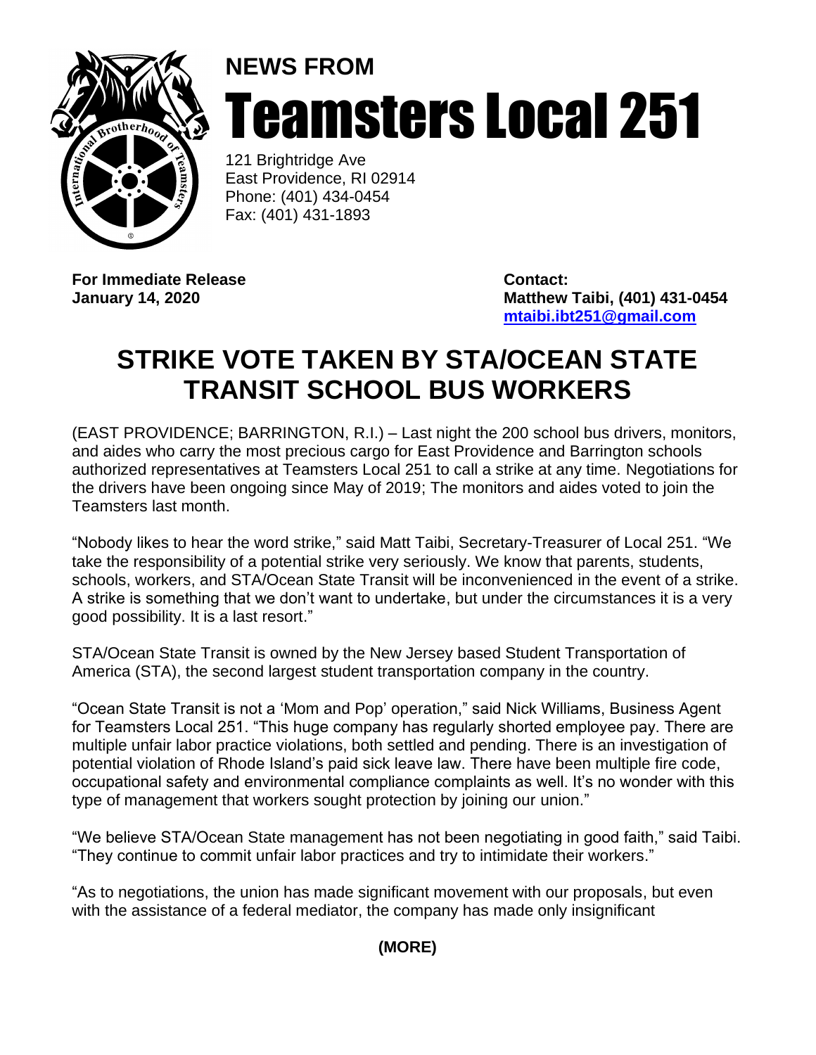**NEWS FROM**

# Teamsters Local 251

121 Brightridge Ave
East Providence, RI 02914
Phone: (401) 434-0454
Fax: (401) 431-1893

**For Immediate Release**
**January 14, 2020**

**Contact:**
**Matthew Taibi, (401) 431-0454**
**mtaibi.ibt251@gmail.com**

# STRIKE VOTE TAKEN BY STA/OCEAN STATE TRANSIT SCHOOL BUS WORKERS

(EAST PROVIDENCE; BARRINGTON, R.I.) – Last night the 200 school bus drivers, monitors, and aides who carry the most precious cargo for East Providence and Barrington schools authorized representatives at Teamsters Local 251 to call a strike at any time. Negotiations for the drivers have been ongoing since May of 2019; The monitors and aides voted to join the Teamsters last month.

"Nobody likes to hear the word strike," said Matt Taibi, Secretary-Treasurer of Local 251. "We take the responsibility of a potential strike very seriously. We know that parents, students, schools, workers, and STA/Ocean State Transit will be inconvenienced in the event of a strike. A strike is something that we don't want to undertake, but under the circumstances it is a very good possibility. It is a last resort."

STA/Ocean State Transit is owned by the New Jersey based Student Transportation of America (STA), the second largest student transportation company in the country.

"Ocean State Transit is not a 'Mom and Pop' operation," said Nick Williams, Business Agent for Teamsters Local 251. "This huge company has regularly shorted employee pay. There are multiple unfair labor practice violations, both settled and pending. There is an investigation of potential violation of Rhode Island's paid sick leave law. There have been multiple fire code, occupational safety and environmental compliance complaints as well. It's no wonder with this type of management that workers sought protection by joining our union."

"We believe STA/Ocean State management has not been negotiating in good faith," said Taibi. "They continue to commit unfair labor practices and try to intimidate their workers."

"As to negotiations, the union has made significant movement with our proposals, but even with the assistance of a federal mediator, the company has made only insignificant

**(MORE)**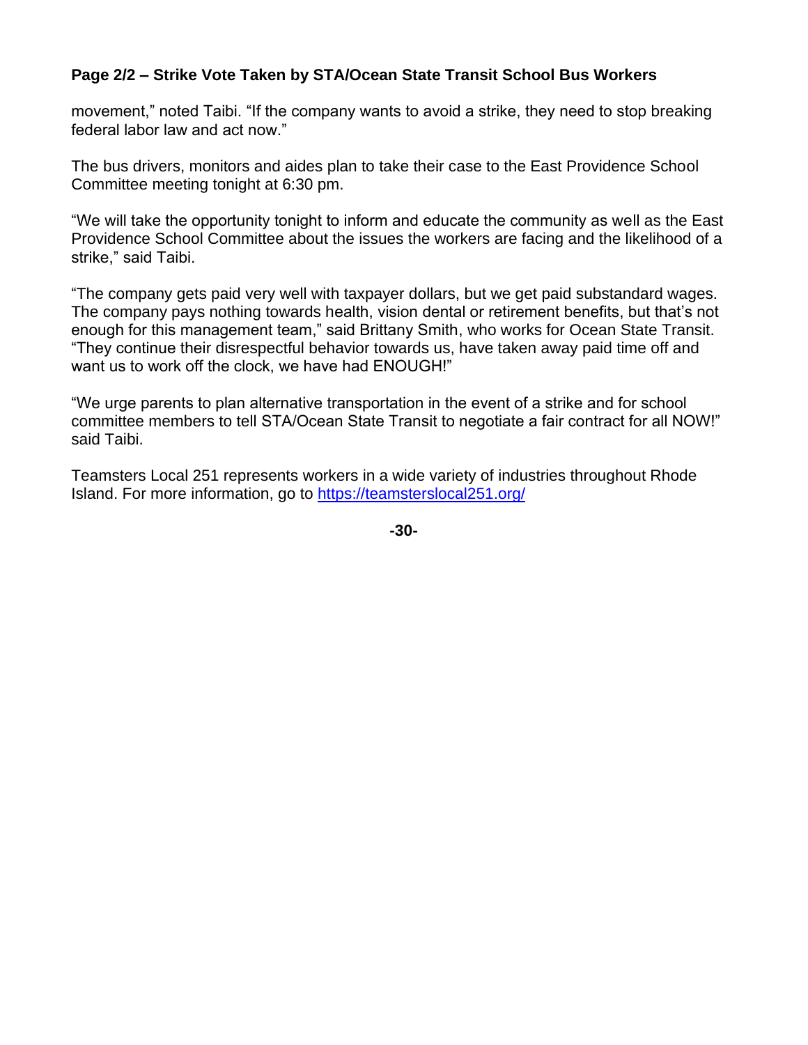movement," noted Taibi. "If the company wants to avoid a strike, they need to stop breaking federal labor law and act now."

The bus drivers, monitors and aides plan to take their case to the East Providence School Committee meeting tonight at 6:30 pm.

"We will take the opportunity tonight to inform and educate the community as well as the East Providence School Committee about the issues the workers are facing and the likelihood of a strike," said Taibi.

"The company gets paid very well with taxpayer dollars, but we get paid substandard wages. The company pays nothing towards health, vision dental or retirement benefits, but that's not enough for this management team," said Brittany Smith, who works for Ocean State Transit. "They continue their disrespectful behavior towards us, have taken away paid time off and want us to work off the clock, we have had ENOUGH!"

"We urge parents to plan alternative transportation in the event of a strike and for school committee members to tell STA/Ocean State Transit to negotiate a fair contract for all NOW!" said Taibi.

Teamsters Local 251 represents workers in a wide variety of industries throughout Rhode Island. For more information, go to https://teamsterslocal251.org/

**-30-**